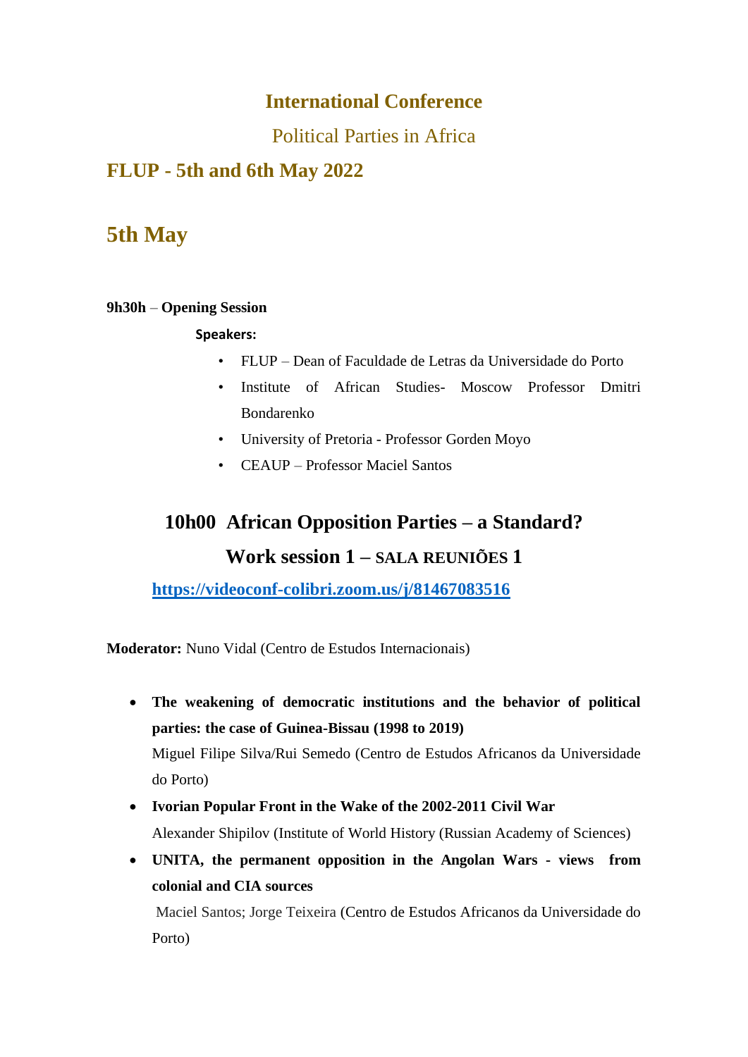# International Conference

## Political Parties in Africa

## FLUP - 5th and 6th May 2022

## 5th May

**9h30h** – **Opening Session**

**Speakers:**

- FLUP – Dean of Faculdade de Letras da Universidade do Porto
- Institute of African Studies- Moscow Professor Dmitri Bondarenko
- University of Pretoria - Professor Gorden Moyo
- CEAUP – Professor Maciel Santos

### 10h00 African Opposition Parties – a Standard?

### Work session 1 – SALA REUNIÕES 1

**https://videoconf-colibri.zoom.us/j/81467083516**

**Moderator:** Nuno Vidal (Centro de Estudos Internacionais)

- **The weakening of democratic institutions and the behavior of political parties: the case of Guinea-Bissau (1998 to 2019)**
  Miguel Filipe Silva/Rui Semedo (Centro de Estudos Africanos da Universidade do Porto)
- **Ivorian Popular Front in the Wake of the 2002-2011 Civil War**
  Alexander Shipilov (Institute of World History (Russian Academy of Sciences)
- **UNITA, the permanent opposition in the Angolan Wars - views from colonial and CIA sources**
  Maciel Santos; Jorge Teixeira (Centro de Estudos Africanos da Universidade do Porto)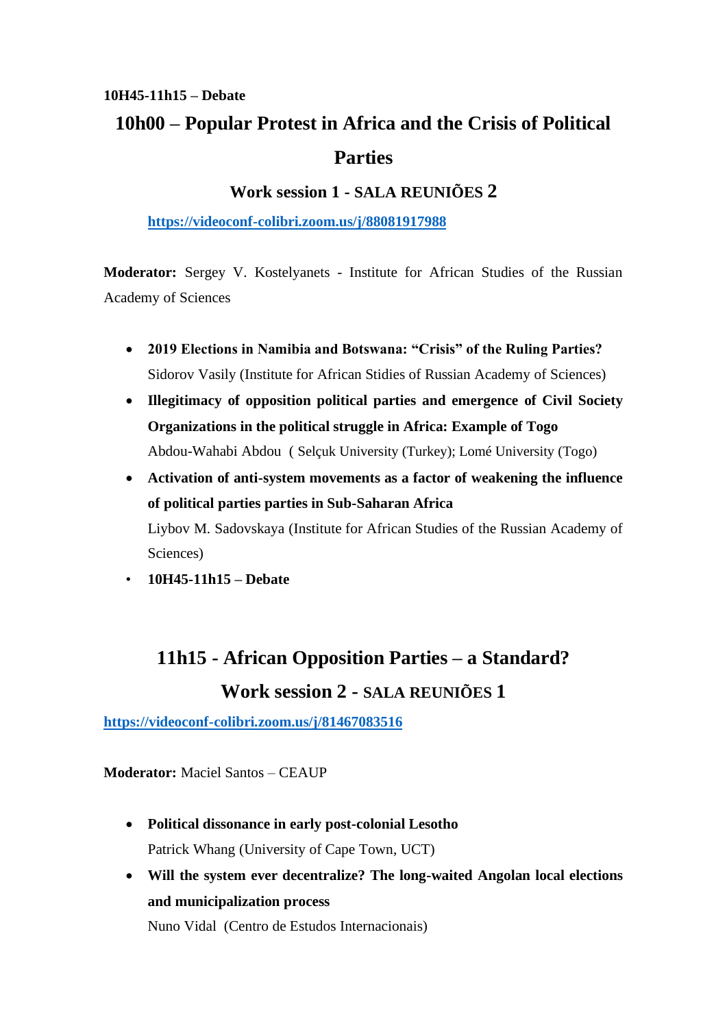**10H45-11h15 – Debate**

## 10h00 – Popular Protest in Africa and the Crisis of Political Parties

### Work session 1 - SALA REUNIÕES 2

https://videoconf-colibri.zoom.us/j/88081917988

**Moderator:** Sergey V. Kostelyanets - Institute for African Studies of the Russian Academy of Sciences

- **2019 Elections in Namibia and Botswana: "Crisis" of the Ruling Parties?**
  Sidorov Vasily (Institute for African Stidies of Russian Academy of Sciences)
- **Illegitimacy of opposition political parties and emergence of Civil Society Organizations in the political struggle in Africa: Example of Togo**
  Abdou-Wahabi Abdou ( Selçuk University (Turkey); Lomé University (Togo)
- **Activation of anti-system movements as a factor of weakening the influence of political parties parties in Sub-Saharan Africa**
  Liybov M. Sadovskaya (Institute for African Studies of the Russian Academy of Sciences)
- **10H45-11h15 – Debate**

## 11h15 - African Opposition Parties – a Standard?

### Work session 2 - SALA REUNIÕES 1

https://videoconf-colibri.zoom.us/j/81467083516

**Moderator:** Maciel Santos – CEAUP

- **Political dissonance in early post-colonial Lesotho**
  Patrick Whang (University of Cape Town, UCT)
- **Will the system ever decentralize? The long-waited Angolan local elections and municipalization process**
  Nuno Vidal (Centro de Estudos Internacionais)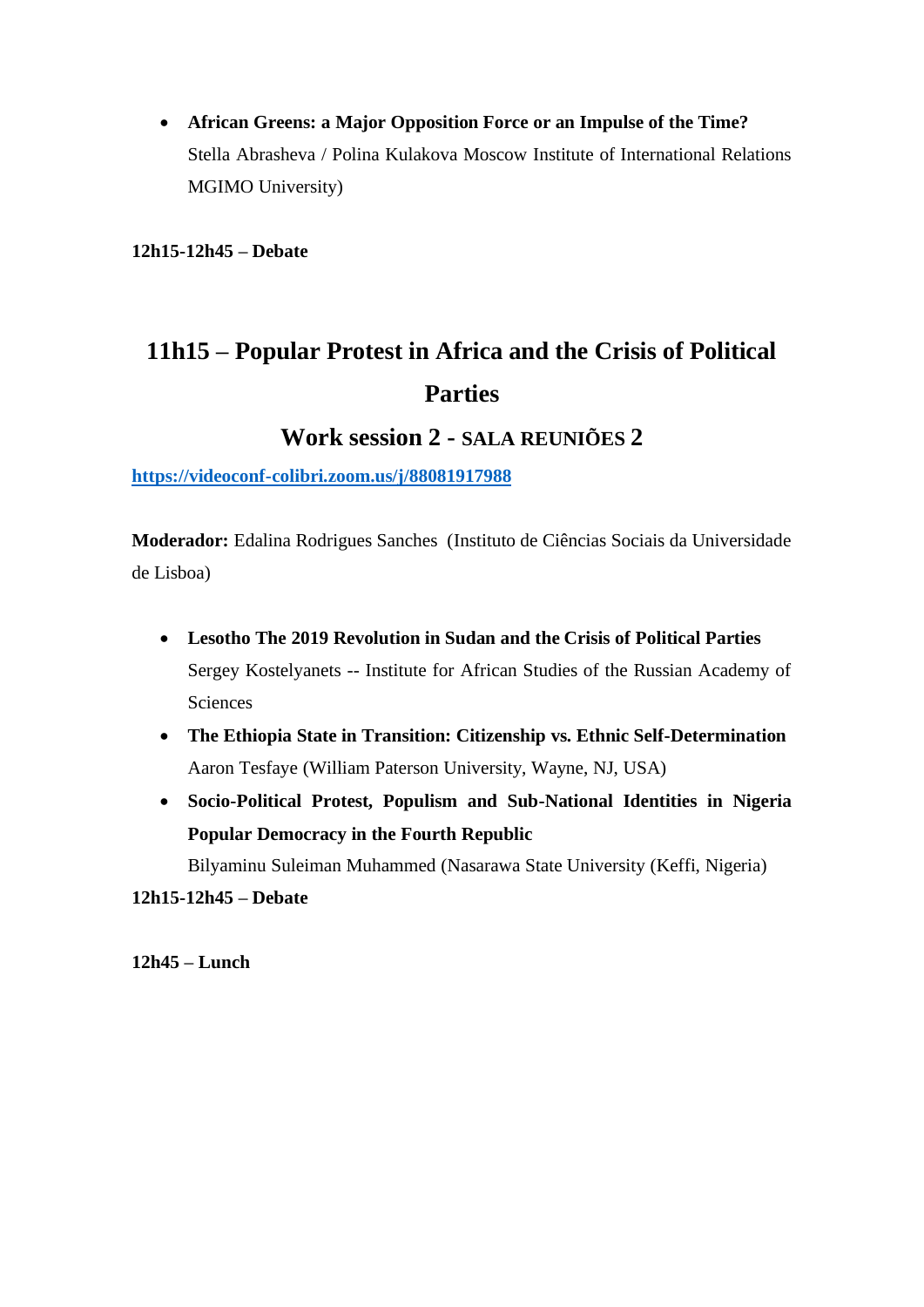- **African Greens: a Major Opposition Force or an Impulse of the Time?** Stella Abrasheva / Polina Kulakova Moscow Institute of International Relations MGIMO University)

**12h15-12h45 – Debate**

## 11h15 – Popular Protest in Africa and the Crisis of Political Parties

### Work session 2 - SALA REUNIÕES 2

**https://videoconf-colibri.zoom.us/j/88081917988**

**Moderador:** Edalina Rodrigues Sanches (Instituto de Ciências Sociais da Universidade de Lisboa)

- **Lesotho The 2019 Revolution in Sudan and the Crisis of Political Parties** Sergey Kostelyanets -- Institute for African Studies of the Russian Academy of Sciences
- **The Ethiopia State in Transition: Citizenship vs. Ethnic Self-Determination** Aaron Tesfaye (William Paterson University, Wayne, NJ, USA)
- **Socio-Political Protest, Populism and Sub-National Identities in Nigeria Popular Democracy in the Fourth Republic** Bilyaminu Suleiman Muhammed (Nasarawa State University (Keffi, Nigeria)

**12h15-12h45 – Debate**

**12h45 – Lunch**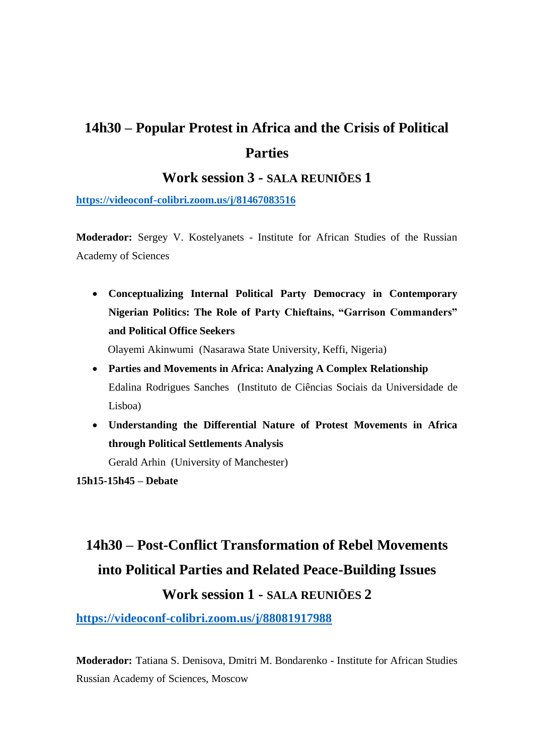## 14h30 – Popular Protest in Africa and the Crisis of Political Parties

### Work session 3 - SALA REUNIÕES 1

**https://videoconf-colibri.zoom.us/j/81467083516**

**Moderador:** Sergey V. Kostelyanets - Institute for African Studies of the Russian Academy of Sciences

- **Conceptualizing Internal Political Party Democracy in Contemporary Nigerian Politics: The Role of Party Chieftains, "Garrison Commanders" and Political Office Seekers**
  Olayemi Akinwumi (Nasarawa State University, Keffi, Nigeria)
- **Parties and Movements in Africa: Analyzing A Complex Relationship**
  Edalina Rodrigues Sanches (Instituto de Ciências Sociais da Universidade de Lisboa)
- **Understanding the Differential Nature of Protest Movements in Africa through Political Settlements Analysis**
  Gerald Arhin (University of Manchester)

**15h15-15h45 – Debate**

## 14h30 – Post-Conflict Transformation of Rebel Movements into Political Parties and Related Peace-Building Issues

### Work session 1 - SALA REUNIÕES 2

**https://videoconf-colibri.zoom.us/j/88081917988**

**Moderador:** Tatiana S. Denisova, Dmitri M. Bondarenko - Institute for African Studies Russian Academy of Sciences, Moscow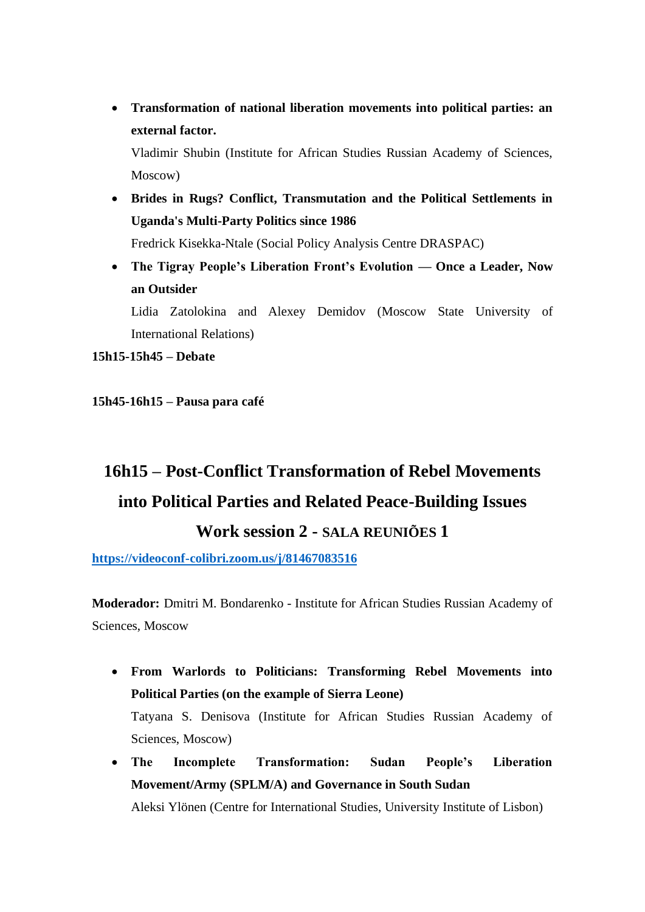- **Transformation of national liberation movements into political parties: an external factor.**
  Vladimir Shubin (Institute for African Studies Russian Academy of Sciences, Moscow)
- **Brides in Rugs? Conflict, Transmutation and the Political Settlements in Uganda's Multi-Party Politics since 1986**
  Fredrick Kisekka-Ntale (Social Policy Analysis Centre DRASPAC)
- **The Tigray People's Liberation Front's Evolution — Once a Leader, Now an Outsider**
  Lidia Zatolokina and Alexey Demidov (Moscow State University of International Relations)

**15h15-15h45 – Debate**

**15h45-16h15 – Pausa para café**

## 16h15 – Post-Conflict Transformation of Rebel Movements into Political Parties and Related Peace-Building Issues

## Work session 2 - SALA REUNIÕES 1

**https://videoconf-colibri.zoom.us/j/81467083516**

**Moderador:** Dmitri M. Bondarenko - Institute for African Studies Russian Academy of Sciences, Moscow

- **From Warlords to Politicians: Transforming Rebel Movements into Political Parties (on the example of Sierra Leone)**
  Tatyana S. Denisova (Institute for African Studies Russian Academy of Sciences, Moscow)
- **The Incomplete Transformation: Sudan People's Liberation Movement/Army (SPLM/A) and Governance in South Sudan**
  Aleksi Ylönen (Centre for International Studies, University Institute of Lisbon)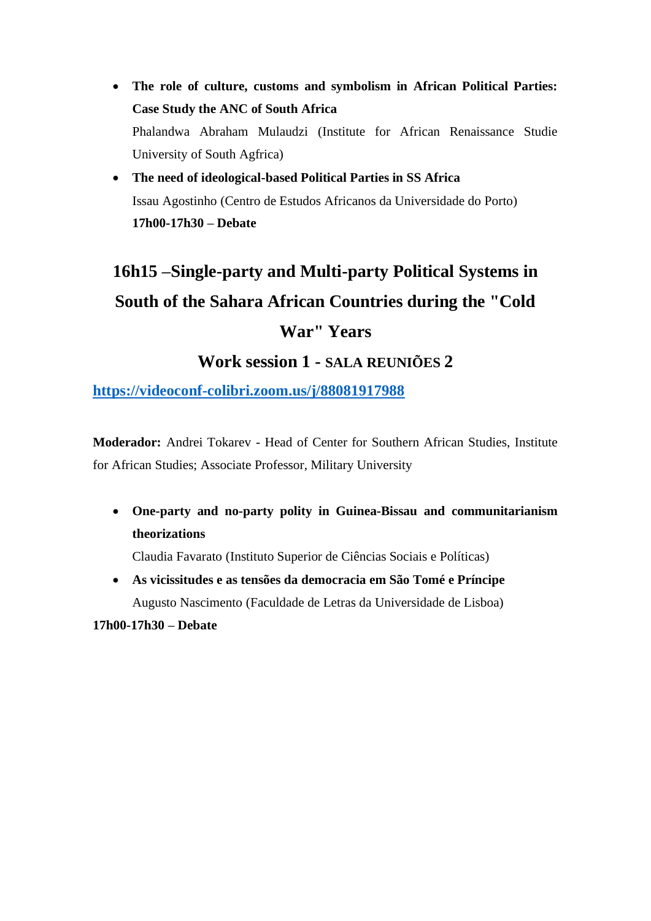- **The role of culture, customs and symbolism in African Political Parties: Case Study the ANC of South Africa**
  Phalandwa Abraham Mulaudzi (Institute for African Renaissance Studie University of South Agfrica)
- **The need of ideological-based Political Parties in SS Africa**
  Issau Agostinho (Centro de Estudos Africanos da Universidade do Porto)
  **17h00-17h30 – Debate**

## 16h15 –Single-party and Multi-party Political Systems in South of the Sahara African Countries during the "Cold War" Years

### Work session 1 - SALA REUNIÕES 2

**https://videoconf-colibri.zoom.us/j/88081917988**

**Moderador:** Andrei Tokarev - Head of Center for Southern African Studies, Institute for African Studies; Associate Professor, Military University

- **One-party and no-party polity in Guinea-Bissau and communitarianism theorizations**
  Claudia Favarato (Instituto Superior de Ciências Sociais e Políticas)
- **As vicissitudes e as tensões da democracia em São Tomé e Príncipe**
  Augusto Nascimento (Faculdade de Letras da Universidade de Lisboa)

**17h00-17h30 – Debate**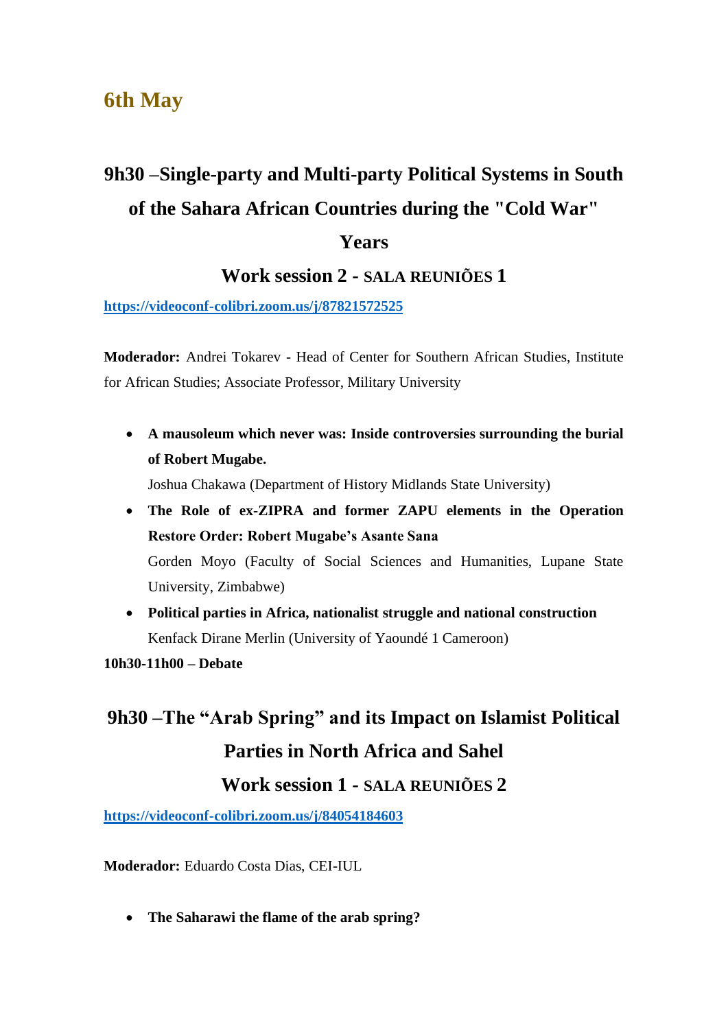# 6th May

## 9h30 –Single-party and Multi-party Political Systems in South of the Sahara African Countries during the "Cold War" Years

### Work session 2 - SALA REUNIÕES 1

https://videoconf-colibri.zoom.us/j/87821572525

**Moderador:** Andrei Tokarev - Head of Center for Southern African Studies, Institute for African Studies; Associate Professor, Military University

- **A mausoleum which never was: Inside controversies surrounding the burial of Robert Mugabe.**
  Joshua Chakawa (Department of History Midlands State University)
- **The Role of ex-ZIPRA and former ZAPU elements in the Operation Restore Order: Robert Mugabe's Asante Sana**
  Gorden Moyo (Faculty of Social Sciences and Humanities, Lupane State University, Zimbabwe)
- **Political parties in Africa, nationalist struggle and national construction**
  Kenfack Dirane Merlin (University of Yaoundé 1 Cameroon)

**10h30-11h00 – Debate**

## 9h30 –The "Arab Spring" and its Impact on Islamist Political Parties in North Africa and Sahel

### Work session 1 - SALA REUNIÕES 2

https://videoconf-colibri.zoom.us/j/84054184603

**Moderador:** Eduardo Costa Dias, CEI-IUL

- **The Saharawi the flame of the arab spring?**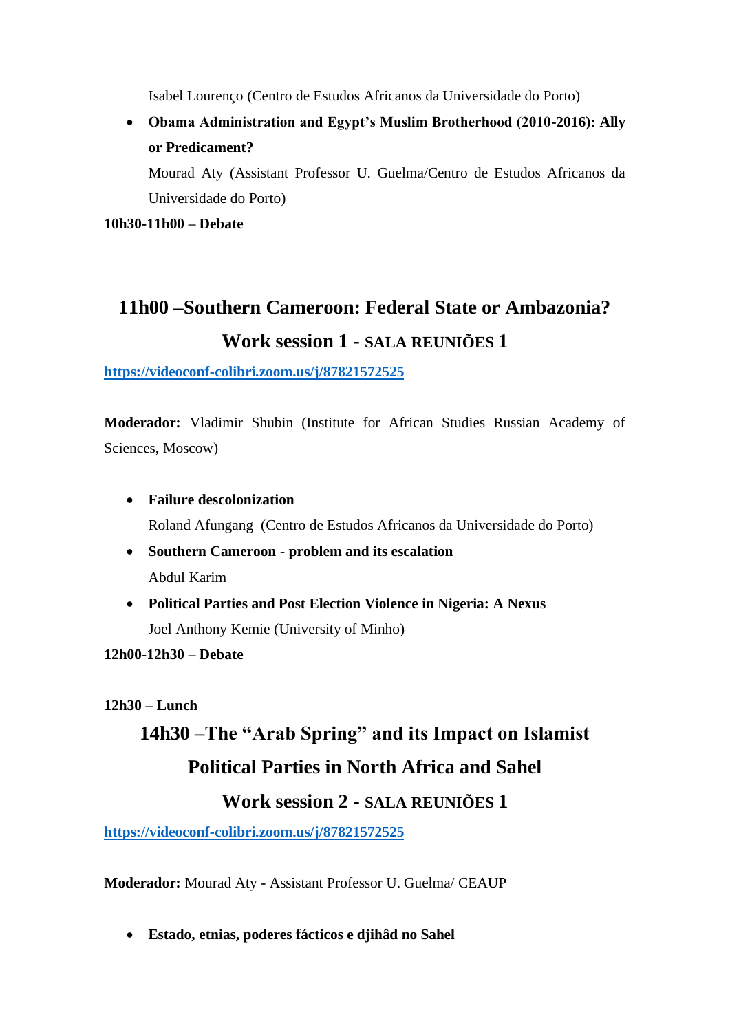Isabel Lourenço (Centro de Estudos Africanos da Universidade do Porto)

- **Obama Administration and Egypt's Muslim Brotherhood (2010-2016): Ally or Predicament?**
  Mourad Aty (Assistant Professor U. Guelma/Centro de Estudos Africanos da Universidade do Porto)

**10h30-11h00 – Debate**

## 11h00 –Southern Cameroon: Federal State or Ambazonia?

## Work session 1 - SALA REUNIÕES 1

https://videoconf-colibri.zoom.us/j/87821572525

**Moderador:** Vladimir Shubin (Institute for African Studies Russian Academy of Sciences, Moscow)

- **Failure descolonization**
  Roland Afungang (Centro de Estudos Africanos da Universidade do Porto)
- **Southern Cameroon - problem and its escalation**
  Abdul Karim
- **Political Parties and Post Election Violence in Nigeria: A Nexus**
  Joel Anthony Kemie (University of Minho)

**12h00-12h30 – Debate**

**12h30 – Lunch**

## 14h30 –The "Arab Spring" and its Impact on Islamist Political Parties in North Africa and Sahel

## Work session 2 - SALA REUNIÕES 1

https://videoconf-colibri.zoom.us/j/87821572525

**Moderador:** Mourad Aty - Assistant Professor U. Guelma/ CEAUP

- **Estado, etnias, poderes fácticos e djihâd no Sahel**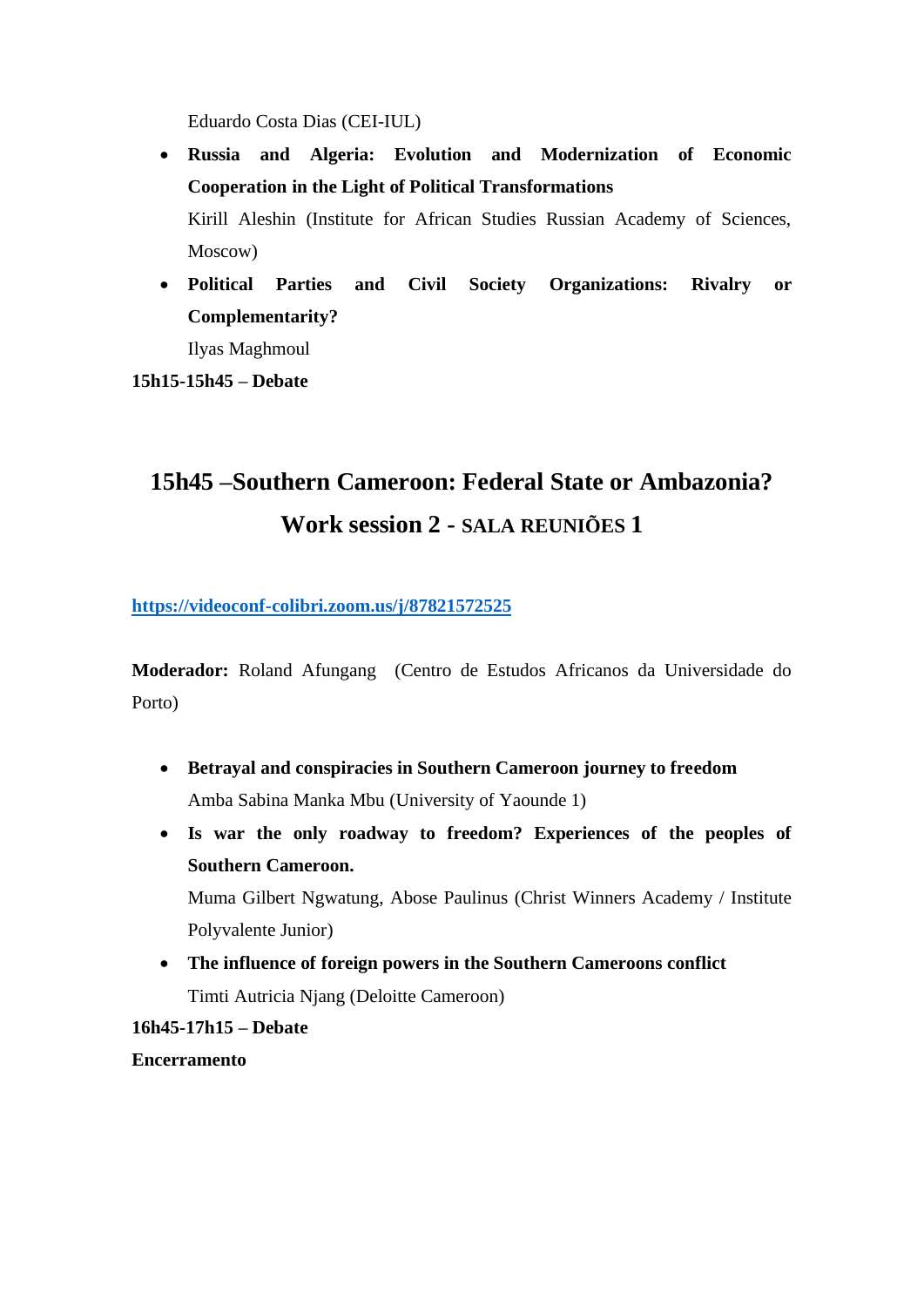Eduardo Costa Dias (CEI-IUL)

- **Russia and Algeria: Evolution and Modernization of Economic Cooperation in the Light of Political Transformations**
  Kirill Aleshin (Institute for African Studies Russian Academy of Sciences, Moscow)
- **Political Parties and Civil Society Organizations: Rivalry or Complementarity?**
  Ilyas Maghmoul

**15h15-15h45 – Debate**

## 15h45 –Southern Cameroon: Federal State or Ambazonia?
## Work session 2 - SALA REUNIÕES 1

**https://videoconf-colibri.zoom.us/j/87821572525**

**Moderador:** Roland Afungang (Centro de Estudos Africanos da Universidade do Porto)

- **Betrayal and conspiracies in Southern Cameroon journey to freedom**
  Amba Sabina Manka Mbu (University of Yaounde 1)
- **Is war the only roadway to freedom? Experiences of the peoples of Southern Cameroon.**
  Muma Gilbert Ngwatung, Abose Paulinus (Christ Winners Academy / Institute Polyvalente Junior)
- **The influence of foreign powers in the Southern Cameroons conflict**
  Timti Autricia Njang (Deloitte Cameroon)

**16h45-17h15 – Debate**

**Encerramento**